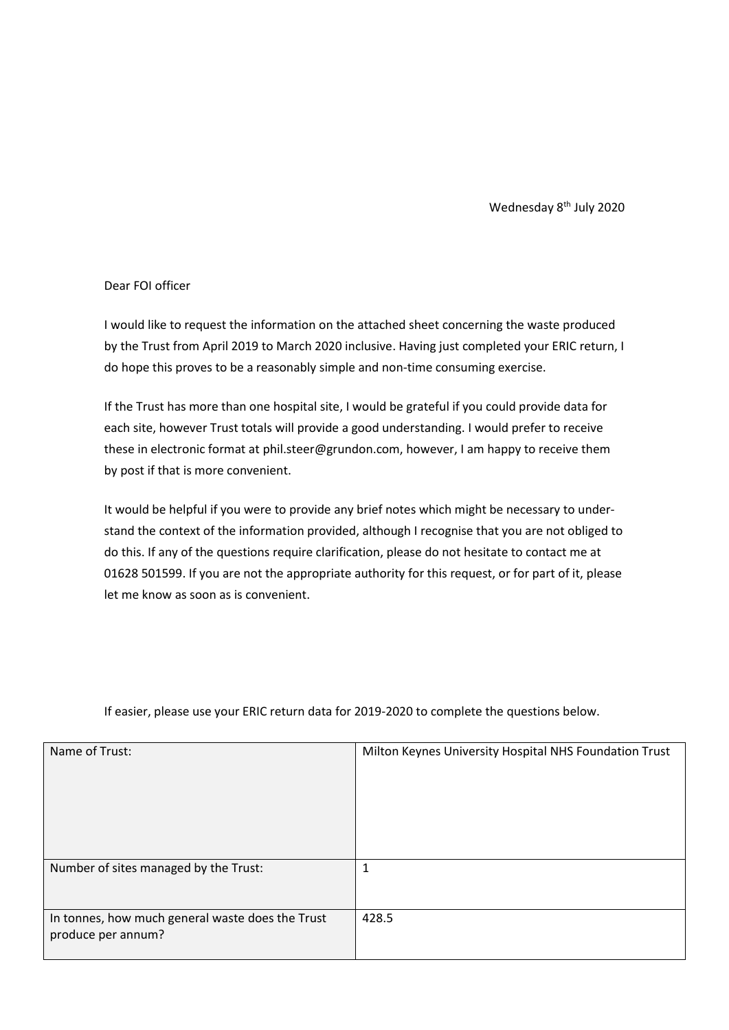Wednesday 8th July 2020

Dear FOI officer

I would like to request the information on the attached sheet concerning the waste produced by the Trust from April 2019 to March 2020 inclusive. Having just completed your ERIC return, I do hope this proves to be a reasonably simple and non-time consuming exercise.

If the Trust has more than one hospital site, I would be grateful if you could provide data for each site, however Trust totals will provide a good understanding. I would prefer to receive these in electronic format at phil.steer@grundon.com, however, I am happy to receive them by post if that is more convenient.

It would be helpful if you were to provide any brief notes which might be necessary to understand the context of the information provided, although I recognise that you are not obliged to do this. If any of the questions require clarification, please do not hesitate to contact me at 01628 501599. If you are not the appropriate authority for this request, or for part of it, please let me know as soon as is convenient.

If easier, please use your ERIC return data for 2019-2020 to complete the questions below.

| | |
|---|---|
| Name of Trust: | Milton Keynes University Hospital NHS Foundation Trust |
| Number of sites managed by the Trust: | 1 |
| In tonnes, how much general waste does the Trust produce per annum? | 428.5 |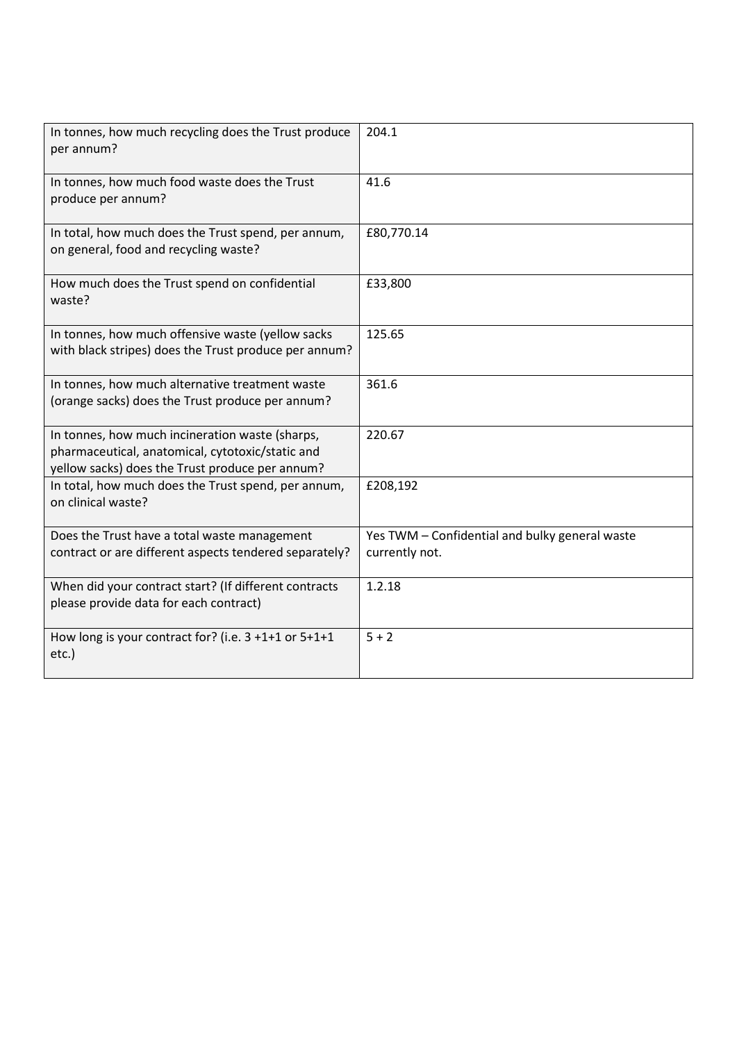| | |
|---|---|
| In tonnes, how much recycling does the Trust produce per annum? | 204.1 |
| In tonnes, how much food waste does the Trust produce per annum? | 41.6 |
| In total, how much does the Trust spend, per annum, on general, food and recycling waste? | £80,770.14 |
| How much does the Trust spend on confidential waste? | £33,800 |
| In tonnes, how much offensive waste (yellow sacks with black stripes) does the Trust produce per annum? | 125.65 |
| In tonnes, how much alternative treatment waste (orange sacks) does the Trust produce per annum? | 361.6 |
| In tonnes, how much incineration waste (sharps, pharmaceutical, anatomical, cytotoxic/static and yellow sacks) does the Trust produce per annum? | 220.67 |
| In total, how much does the Trust spend, per annum, on clinical waste? | £208,192 |
| Does the Trust have a total waste management contract or are different aspects tendered separately? | Yes TWM – Confidential and bulky general waste currently not. |
| When did your contract start? (If different contracts please provide data for each contract) | 1.2.18 |
| How long is your contract for? (i.e. 3 +1+1 or 5+1+1 etc.) | 5 + 2 |